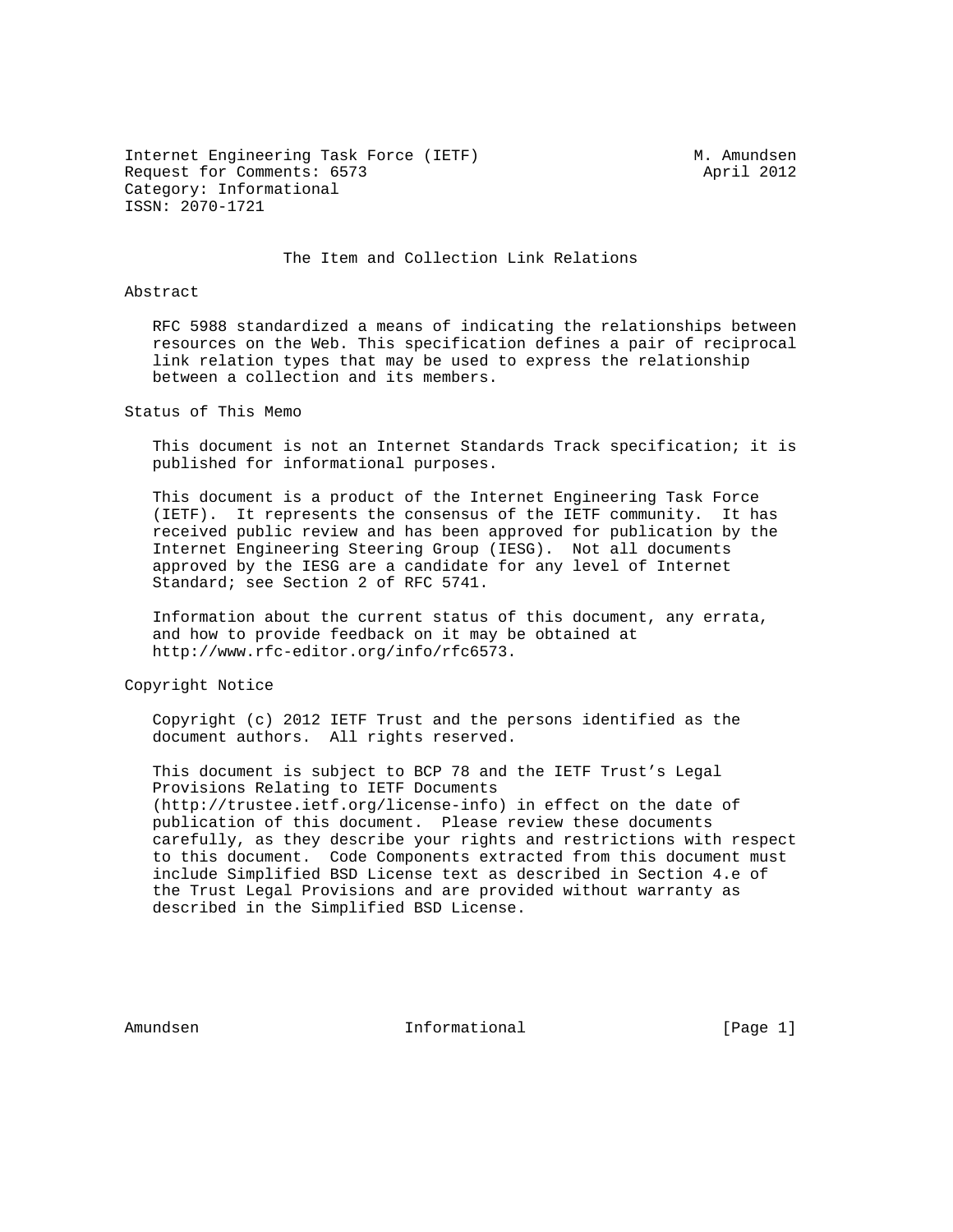Internet Engineering Task Force (IETF) M. Amundsen
Request for Comments: 6573 April 2012
Category: Informational
ISSN: 2070-1721

# The Item and Collection Link Relations

## Abstract

RFC 5988 standardized a means of indicating the relationships between resources on the Web. This specification defines a pair of reciprocal link relation types that may be used to express the relationship between a collection and its members.

## Status of This Memo

This document is not an Internet Standards Track specification; it is published for informational purposes.

This document is a product of the Internet Engineering Task Force (IETF). It represents the consensus of the IETF community. It has received public review and has been approved for publication by the Internet Engineering Steering Group (IESG). Not all documents approved by the IESG are a candidate for any level of Internet Standard; see Section 2 of RFC 5741.

Information about the current status of this document, any errata, and how to provide feedback on it may be obtained at http://www.rfc-editor.org/info/rfc6573.

## Copyright Notice

Copyright (c) 2012 IETF Trust and the persons identified as the document authors. All rights reserved.

This document is subject to BCP 78 and the IETF Trust's Legal Provisions Relating to IETF Documents (http://trustee.ietf.org/license-info) in effect on the date of publication of this document. Please review these documents carefully, as they describe your rights and restrictions with respect to this document. Code Components extracted from this document must include Simplified BSD License text as described in Section 4.e of the Trust Legal Provisions and are provided without warranty as described in the Simplified BSD License.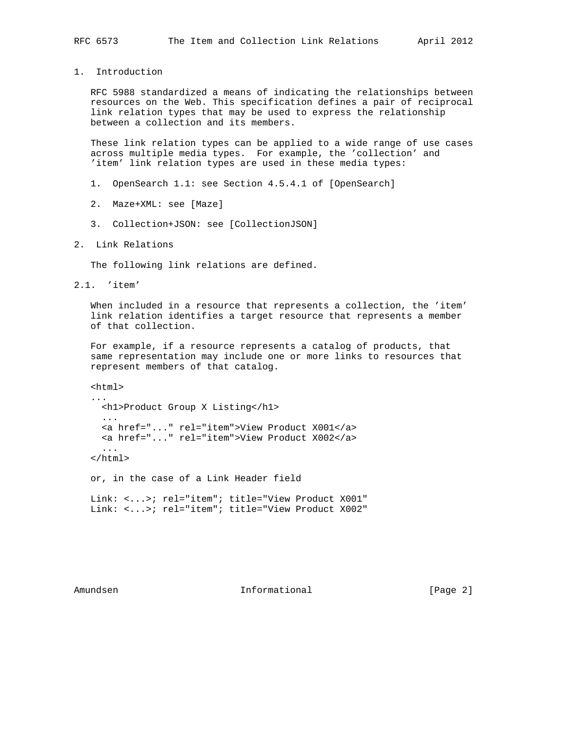## 1. Introduction

RFC 5988 standardized a means of indicating the relationships between resources on the Web. This specification defines a pair of reciprocal link relation types that may be used to express the relationship between a collection and its members.

These link relation types can be applied to a wide range of use cases across multiple media types. For example, the 'collection' and 'item' link relation types are used in these media types:

1. OpenSearch 1.1: see Section 4.5.4.1 of [OpenSearch]

2. Maze+XML: see [Maze]

3. Collection+JSON: see [CollectionJSON]

## 2. Link Relations

The following link relations are defined.

### 2.1. 'item'

When included in a resource that represents a collection, the 'item' link relation identifies a target resource that represents a member of that collection.

For example, if a resource represents a catalog of products, that same representation may include one or more links to resources that represent members of that catalog.

```
<html>
...
  <h1>Product Group X Listing</h1>
  ...
  <a href="..." rel="item">View Product X001</a>
  <a href="..." rel="item">View Product X002</a>
  ...
</html>
```

or, in the case of a Link Header field

```
Link: <...>; rel="item"; title="View Product X001"
Link: <...>; rel="item"; title="View Product X002"
```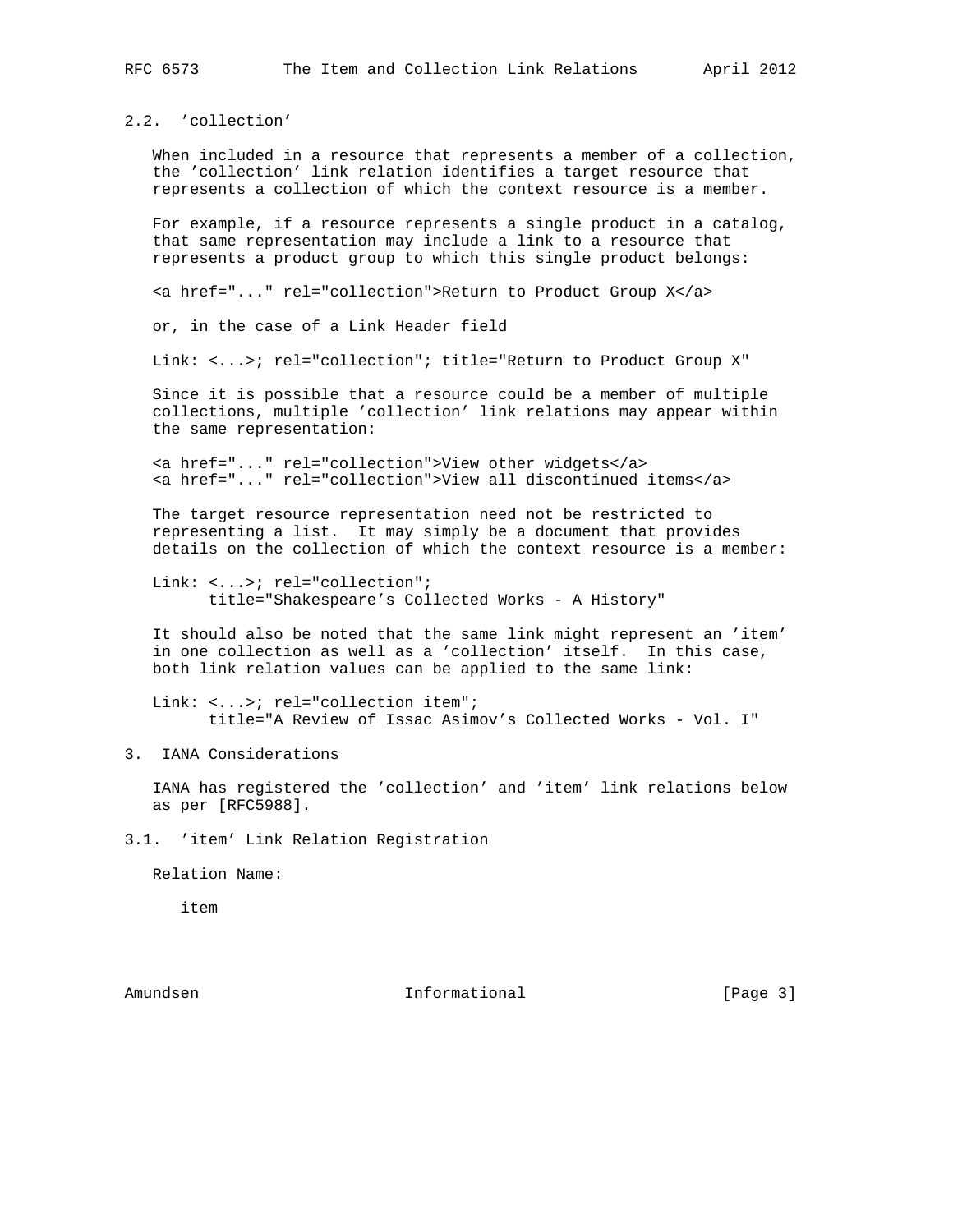## 2.2. 'collection'

When included in a resource that represents a member of a collection, the 'collection' link relation identifies a target resource that represents a collection of which the context resource is a member.

For example, if a resource represents a single product in a catalog, that same representation may include a link to a resource that represents a product group to which this single product belongs:

```
<a href="..." rel="collection">Return to Product Group X</a>
```

or, in the case of a Link Header field

```
Link: <...>; rel="collection"; title="Return to Product Group X"
```

Since it is possible that a resource could be a member of multiple collections, multiple 'collection' link relations may appear within the same representation:

```
<a href="..." rel="collection">View other widgets</a>
<a href="..." rel="collection">View all discontinued items</a>
```

The target resource representation need not be restricted to representing a list. It may simply be a document that provides details on the collection of which the context resource is a member:

```
Link: <...>; rel="collection";
      title="Shakespeare's Collected Works - A History"
```

It should also be noted that the same link might represent an 'item' in one collection as well as a 'collection' itself. In this case, both link relation values can be applied to the same link:

```
Link: <...>; rel="collection item";
      title="A Review of Issac Asimov's Collected Works - Vol. I"
```

# 3. IANA Considerations

IANA has registered the 'collection' and 'item' link relations below as per [RFC5988].

## 3.1. 'item' Link Relation Registration

Relation Name:

item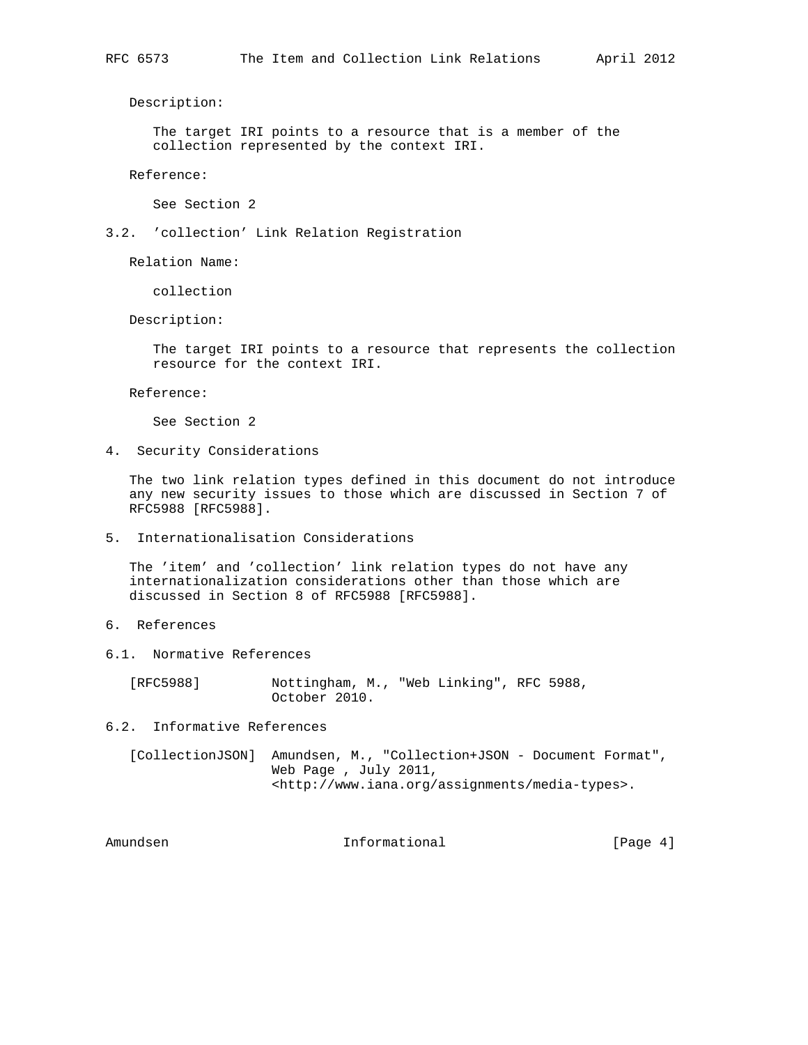Description:

The target IRI points to a resource that is a member of the collection represented by the context IRI.

Reference:

See Section 2

### 3.2. 'collection' Link Relation Registration

Relation Name:

collection

Description:

The target IRI points to a resource that represents the collection resource for the context IRI.

Reference:

See Section 2

## 4. Security Considerations

The two link relation types defined in this document do not introduce any new security issues to those which are discussed in Section 7 of RFC5988 [RFC5988].

## 5. Internationalisation Considerations

The 'item' and 'collection' link relation types do not have any internationalization considerations other than those which are discussed in Section 8 of RFC5988 [RFC5988].

## 6. References

### 6.1. Normative References

[RFC5988] Nottingham, M., "Web Linking", RFC 5988, October 2010.

### 6.2. Informative References

[CollectionJSON] Amundsen, M., "Collection+JSON - Document Format", Web Page , July 2011, <http://www.iana.org/assignments/media-types>.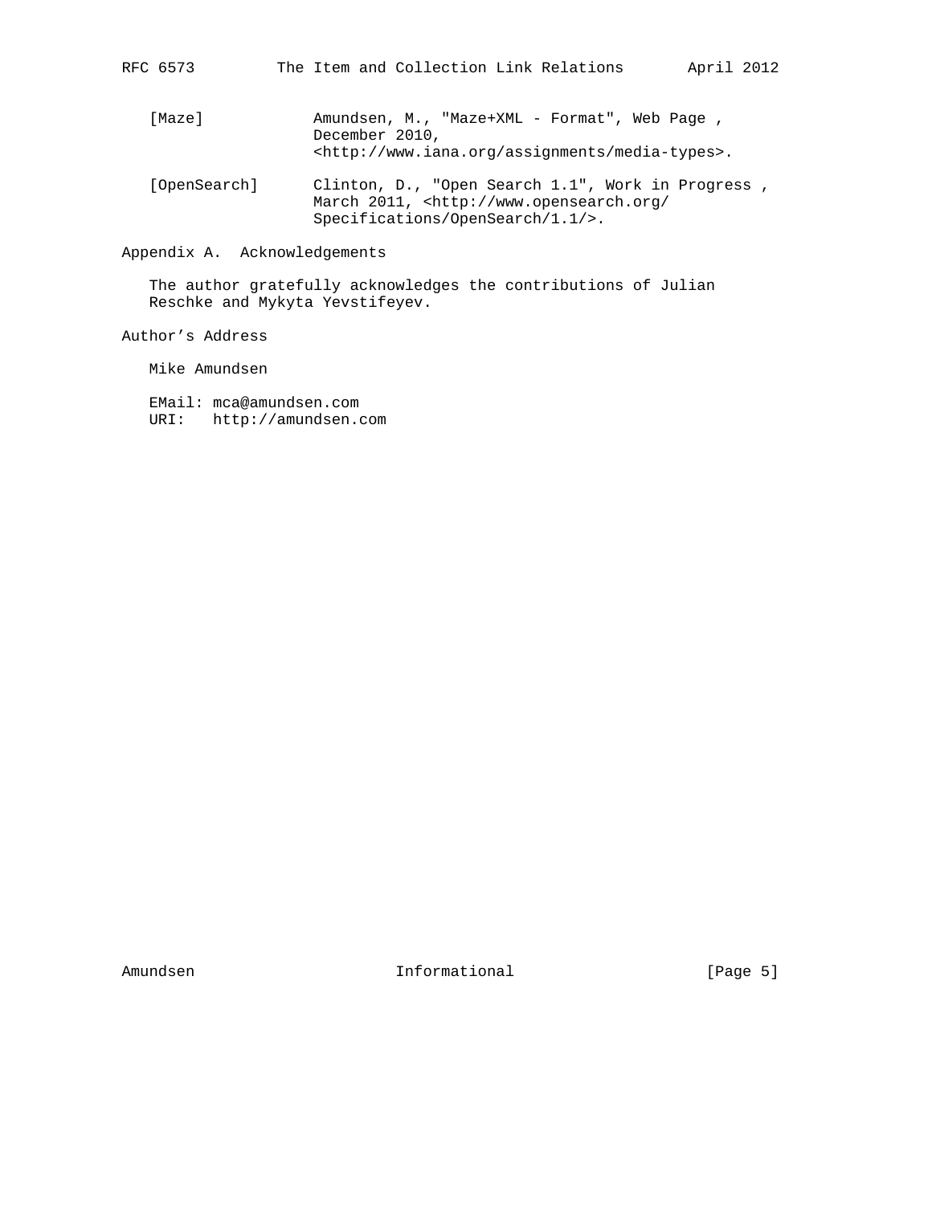[Maze] Amundsen, M., "Maze+XML - Format", Web Page , December 2010, <http://www.iana.org/assignments/media-types>.

[OpenSearch] Clinton, D., "Open Search 1.1", Work in Progress , March 2011, <http://www.opensearch.org/Specifications/OpenSearch/1.1/>.

## Appendix A. Acknowledgements

The author gratefully acknowledges the contributions of Julian Reschke and Mykyta Yevstifeyev.

## Author's Address

Mike Amundsen

EMail: mca@amundsen.com
URI: http://amundsen.com